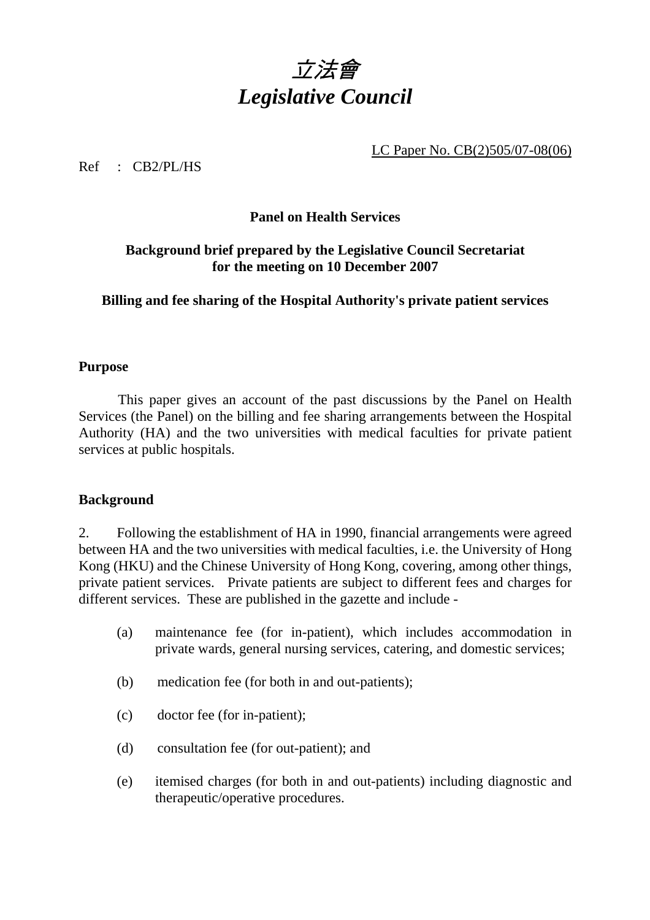# *立法會*
# *Legislative Council*

LC Paper No. CB(2)505/07-08(06)

Ref : CB2/PL/HS

**Panel on Health Services**

**Background brief prepared by the Legislative Council Secretariat for the meeting on 10 December 2007**

**Billing and fee sharing of the Hospital Authority's private patient services**

## Purpose

This paper gives an account of the past discussions by the Panel on Health Services (the Panel) on the billing and fee sharing arrangements between the Hospital Authority (HA) and the two universities with medical faculties for private patient services at public hospitals.

## Background

2. Following the establishment of HA in 1990, financial arrangements were agreed between HA and the two universities with medical faculties, i.e. the University of Hong Kong (HKU) and the Chinese University of Hong Kong, covering, among other things, private patient services. Private patients are subject to different fees and charges for different services. These are published in the gazette and include -

(a) maintenance fee (for in-patient), which includes accommodation in private wards, general nursing services, catering, and domestic services;

(b) medication fee (for both in and out-patients);

(c) doctor fee (for in-patient);

(d) consultation fee (for out-patient); and

(e) itemised charges (for both in and out-patients) including diagnostic and therapeutic/operative procedures.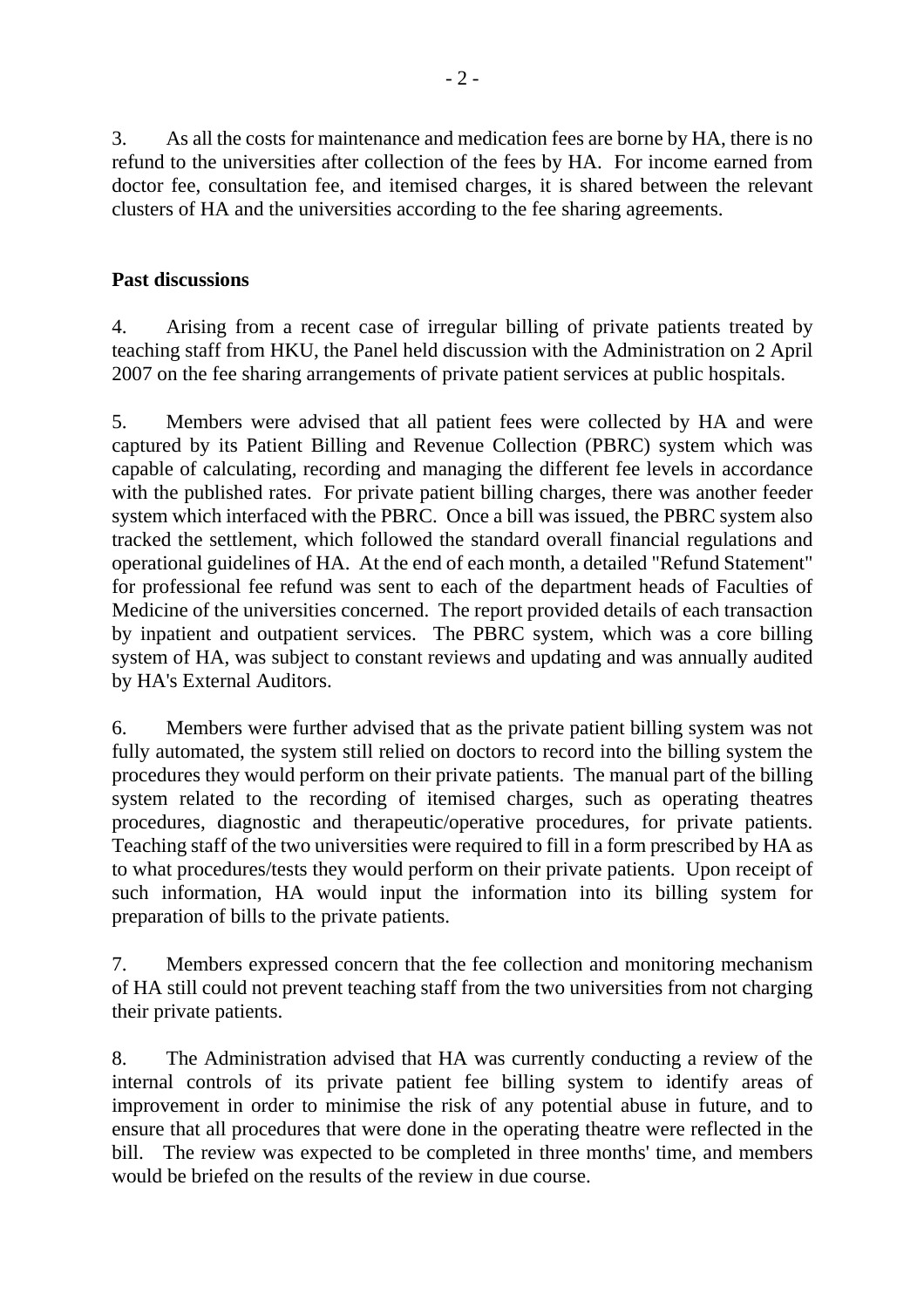3. As all the costs for maintenance and medication fees are borne by HA, there is no refund to the universities after collection of the fees by HA. For income earned from doctor fee, consultation fee, and itemised charges, it is shared between the relevant clusters of HA and the universities according to the fee sharing agreements.

**Past discussions**

4. Arising from a recent case of irregular billing of private patients treated by teaching staff from HKU, the Panel held discussion with the Administration on 2 April 2007 on the fee sharing arrangements of private patient services at public hospitals.

5. Members were advised that all patient fees were collected by HA and were captured by its Patient Billing and Revenue Collection (PBRC) system which was capable of calculating, recording and managing the different fee levels in accordance with the published rates. For private patient billing charges, there was another feeder system which interfaced with the PBRC. Once a bill was issued, the PBRC system also tracked the settlement, which followed the standard overall financial regulations and operational guidelines of HA. At the end of each month, a detailed "Refund Statement" for professional fee refund was sent to each of the department heads of Faculties of Medicine of the universities concerned. The report provided details of each transaction by inpatient and outpatient services. The PBRC system, which was a core billing system of HA, was subject to constant reviews and updating and was annually audited by HA's External Auditors.

6. Members were further advised that as the private patient billing system was not fully automated, the system still relied on doctors to record into the billing system the procedures they would perform on their private patients. The manual part of the billing system related to the recording of itemised charges, such as operating theatres procedures, diagnostic and therapeutic/operative procedures, for private patients. Teaching staff of the two universities were required to fill in a form prescribed by HA as to what procedures/tests they would perform on their private patients. Upon receipt of such information, HA would input the information into its billing system for preparation of bills to the private patients.

7. Members expressed concern that the fee collection and monitoring mechanism of HA still could not prevent teaching staff from the two universities from not charging their private patients.

8. The Administration advised that HA was currently conducting a review of the internal controls of its private patient fee billing system to identify areas of improvement in order to minimise the risk of any potential abuse in future, and to ensure that all procedures that were done in the operating theatre were reflected in the bill. The review was expected to be completed in three months' time, and members would be briefed on the results of the review in due course.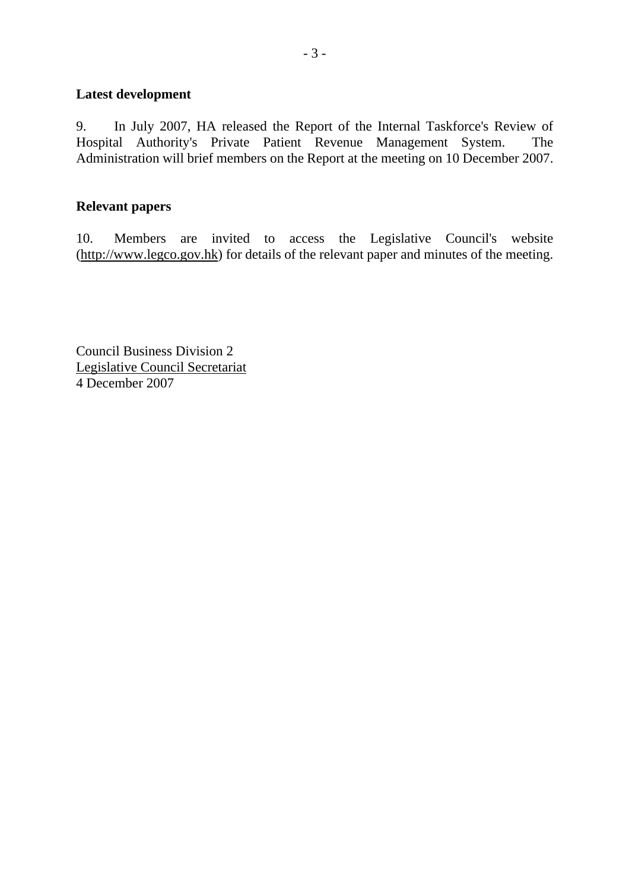## Latest development

9. In July 2007, HA released the Report of the Internal Taskforce's Review of Hospital Authority's Private Patient Revenue Management System. The Administration will brief members on the Report at the meeting on 10 December 2007.

## Relevant papers

10. Members are invited to access the Legislative Council's website (http://www.legco.gov.hk) for details of the relevant paper and minutes of the meeting.

Council Business Division 2
Legislative Council Secretariat
4 December 2007